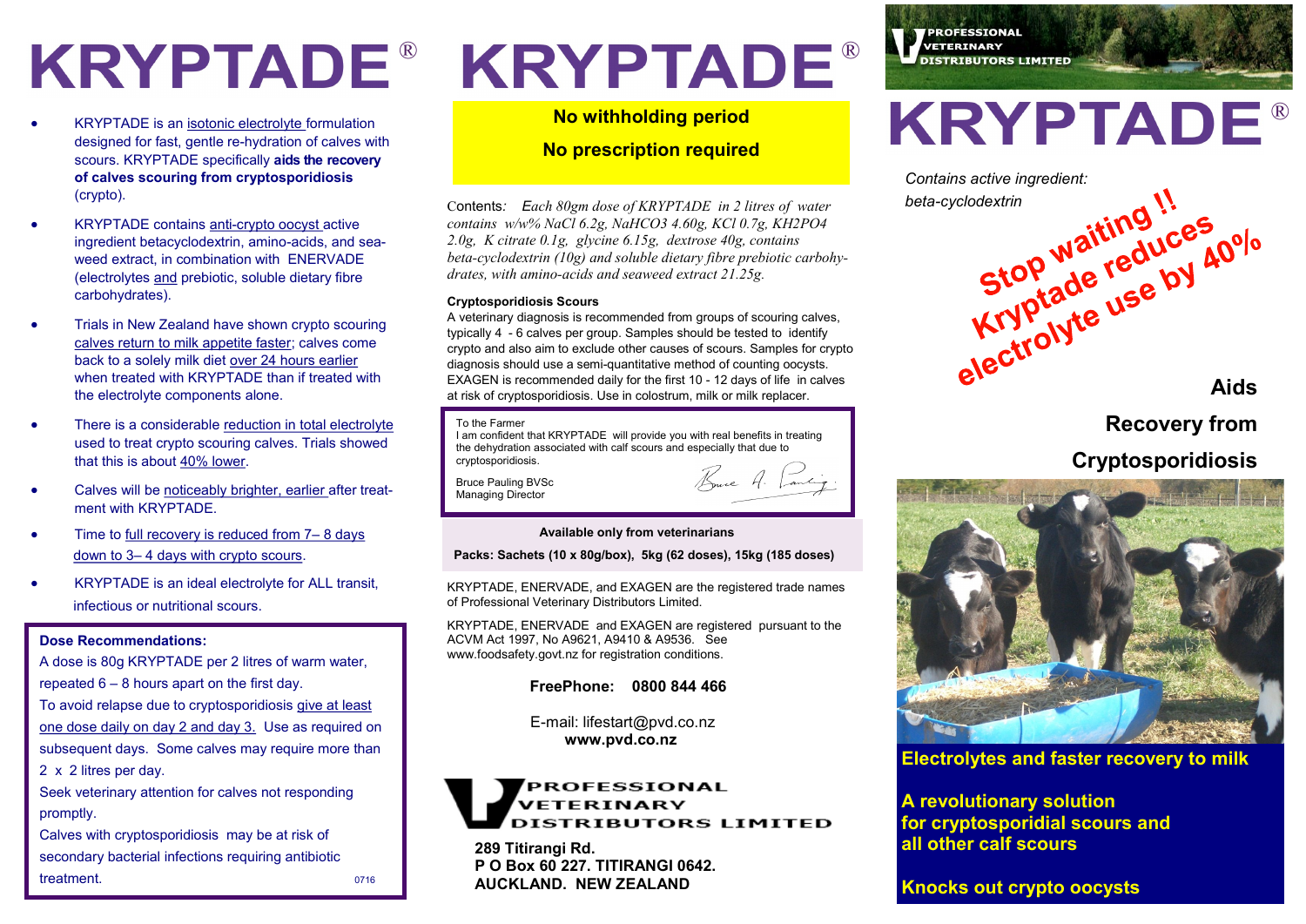# KRYPTADE®

- KRYPTADE is an isotonic electrolyte formulation designed for fast, gentle re-hydration of calves with scours. KRYPTADE specifically **aids the recovery of calves scouring from cryptosporidiosis** (crypto).
- KRYPTADE contains anti-crypto oocyst active ingredient betacyclodextrin, amino-acids, and sea-weed extract, in combination with ENERVADE (electrolytes and prebiotic, soluble dietary fibre carbohydrates).
- Trials in New Zealand have shown crypto scouring calves return to milk appetite faster; calves come back to a solely milk diet over 24 hours earlier when treated with KRYPTADE than if treated with the electrolyte components alone.
- There is a considerable reduction in total electrolyte used to treat crypto scouring calves. Trials showed that this is about 40% lower.
- Calves will be noticeably brighter, earlier after treat-ment with KRYPTADE.
- Time to full recovery is reduced from 7– 8 days down to 3– 4 days with crypto scours.
- KRYPTADE is an ideal electrolyte for ALL transit, infectious or nutritional scours.

**Dose Recommendations:**

A dose is 80g KRYPTADE per 2 litres of warm water, repeated 6 – 8 hours apart on the first day.

To avoid relapse due to cryptosporidiosis give at least one dose daily on day 2 and day 3. Use as required on subsequent days. Some calves may require more than 2 x 2 litres per day.

Seek veterinary attention for calves not responding promptly.

Calves with cryptosporidiosis may be at risk of secondary bacterial infections requiring antibiotic treatment.

0716

# KRYPTADE®

**No withholding period**

**No prescription required**

Contents*: Each 80gm dose of KRYPTADE in 2 litres of water contains w/w% NaCl 6.2g, NaHCO3 4.60g, KCl 0.7g, KH2PO4 2.0g, K citrate 0.1g, glycine 6.15g, dextrose 40g, contains beta-cyclodextrin (10g) and soluble dietary fibre prebiotic carbohy-drates, with amino-acids and seaweed extract 21.25g.*

**Cryptosporidiosis Scours**

A veterinary diagnosis is recommended from groups of scouring calves, typically 4 - 6 calves per group. Samples should be tested to identify crypto and also aim to exclude other causes of scours. Samples for crypto diagnosis should use a semi-quantitative method of counting oocysts. EXAGEN is recommended daily for the first 10 - 12 days of life in calves at risk of cryptosporidiosis. Use in colostrum, milk or milk replacer.

To the Farmer

I am confident that KRYPTADE will provide you with real benefits in treating the dehydration associated with calf scours and especially that due to cryptosporidiosis.

Bruce Pauling BVSc
Managing Director

**Available only from veterinarians**

**Packs: Sachets (10 x 80g/box), 5kg (62 doses), 15kg (185 doses)**

KRYPTADE, ENERVADE, and EXAGEN are the registered trade names of Professional Veterinary Distributors Limited.

KRYPTADE, ENERVADE and EXAGEN are registered pursuant to the ACVM Act 1997, No A9621, A9410 & A9536. See www.foodsafety.govt.nz for registration conditions.

**FreePhone: 0800 844 466**

E-mail: lifestart@pvd.co.nz
**www.pvd.co.nz**

**PROFESSIONAL VETERINARY DISTRIBUTORS LIMITED**

**289 Titirangi Rd.**
**P O Box 60 227. TITIRANGI 0642.**
**AUCKLAND. NEW ZEALAND**

PROFESSIONAL VETERINARY DISTRIBUTORS LIMITED

# KRYPTADE®

*Contains active ingredient:*
*beta-cyclodextrin*

**Stop waiting !! Kryptade reduces electrolyte use by 40%**

**Aids Recovery from Cryptosporidiosis**

**Electrolytes and faster recovery to milk**

**A revolutionary solution for cryptosporidial scours and all other calf scours**

**Knocks out crypto oocysts**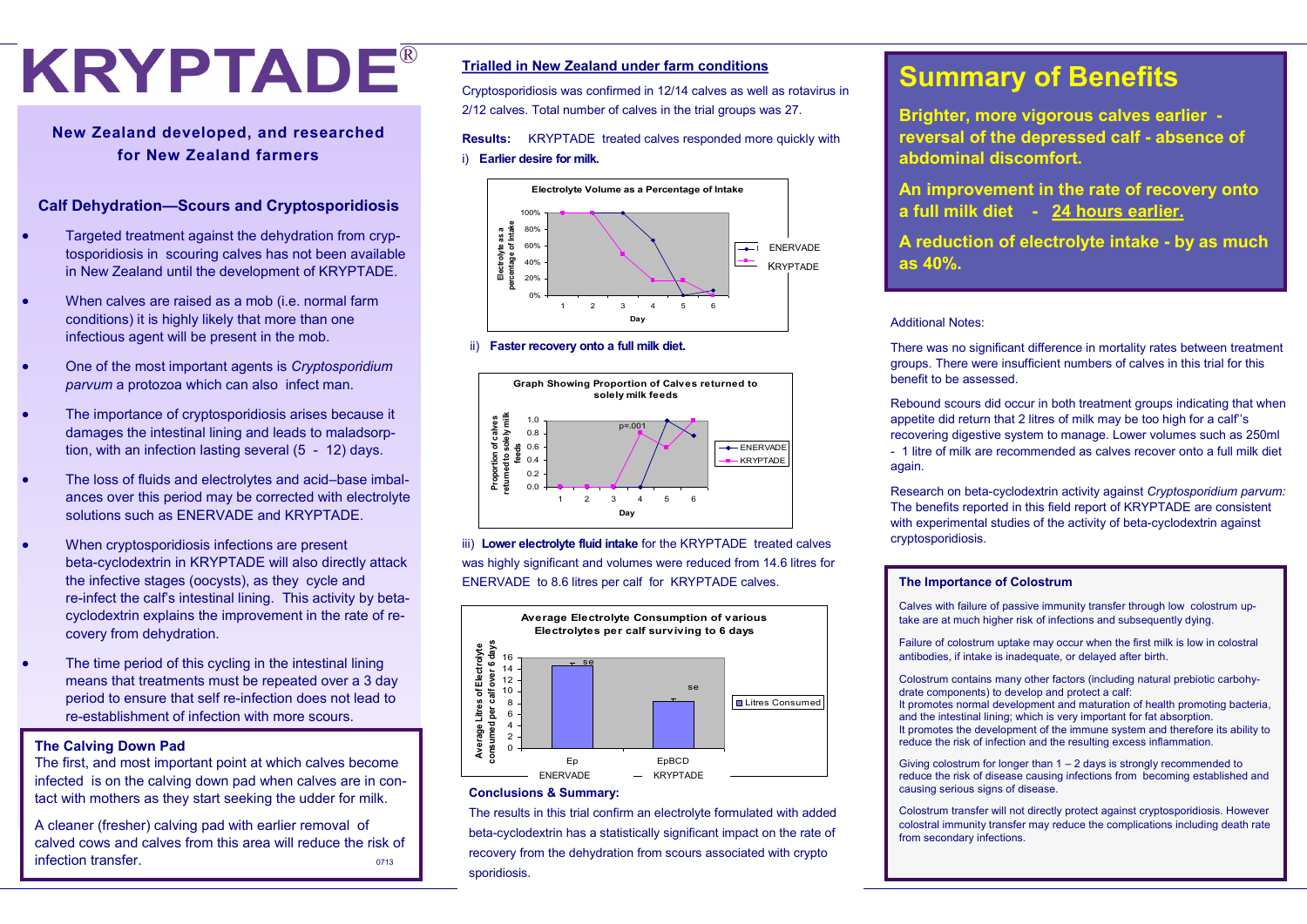# KRYPTADE®

**New Zealand developed, and researched for New Zealand farmers**

### Calf Dehydration—Scours and Cryptosporidiosis

- Targeted treatment against the dehydration from cryptosporidiosis in scouring calves has not been available in New Zealand until the development of KRYPTADE.
- When calves are raised as a mob (i.e. normal farm conditions) it is highly likely that more than one infectious agent will be present in the mob.
- One of the most important agents is *Cryptosporidium parvum* a protozoa which can also infect man.
- The importance of cryptosporidiosis arises because it damages the intestinal lining and leads to maladsorption, with an infection lasting several (5 - 12) days.
- The loss of fluids and electrolytes and acid–base imbalances over this period may be corrected with electrolyte solutions such as ENERVADE and KRYPTADE.
- When cryptosporidiosis infections are present beta-cyclodextrin in KRYPTADE will also directly attack the infective stages (oocysts), as they cycle and re-infect the calf's intestinal lining. This activity by beta-cyclodextrin explains the improvement in the rate of recovery from dehydration.
- The time period of this cycling in the intestinal lining means that treatments must be repeated over a 3 day period to ensure that self re-infection does not lead to re-establishment of infection with more scours.

### The Calving Down Pad

The first, and most important point at which calves become infected is on the calving down pad when calves are in contact with mothers as they start seeking the udder for milk.

A cleaner (fresher) calving pad with earlier removal of calved cows and calves from this area will reduce the risk of infection transfer.

0713

## Trialled in New Zealand under farm conditions

Cryptosporidiosis was confirmed in 12/14 calves as well as rotavirus in 2/12 calves. Total number of calves in the trial groups was 27.

**Results:** KRYPTADE treated calves responded more quickly with

i) **Earlier desire for milk.**

Electrolyte Volume as a Percentage of Intake
Electrolyte as a percentage of intake
100%
80%
60%
40%
20%
0%
1 2 3 4 5 6
Day
ENERVADE
KRYPTADE

ii) **Faster recovery onto a full milk diet.**

Graph Showing Proportion of Calves returned to solely milk feeds
Proportion of calves returned to solely milk feeds
1.0
0.8
0.6
0.4
0.2
0.0
p=.001
1 2 3 4 5 6
Day
ENERVADE
KRYPTADE

iii) **Lower electrolyte fluid intake** for the KRYPTADE treated calves was highly significant and volumes were reduced from 14.6 litres for ENERVADE to 8.6 litres per calf for KRYPTADE calves.

Average Electrolyte Consumption of various Electrolytes per calf surviving to 6 days
Average Litres of Electrolyte consumed per calf over 6 days
16
14
12
10
8
6
4
2
0
se
se
Ep
ENERVADE
EpBCD
KRYPTADE
Litres Consumed

**Conclusions & Summary:**

The results in this trial confirm an electrolyte formulated with added beta-cyclodextrin has a statistically significant impact on the rate of recovery from the dehydration from scours associated with crypto sporidiosis.

## Summary of Benefits

**Brighter, more vigorous calves earlier - reversal of the depressed calf - absence of abdominal discomfort.**

**An improvement in the rate of recovery onto a full milk diet - 24 hours earlier.**

**A reduction of electrolyte intake - by as much as 40%.**

Additional Notes:

There was no significant difference in mortality rates between treatment groups. There were insufficient numbers of calves in this trial for this benefit to be assessed.

Rebound scours did occur in both treatment groups indicating that when appetite did return that 2 litres of milk may be too high for a calf's recovering digestive system to manage. Lower volumes such as 250ml - 1 litre of milk are recommended as calves recover onto a full milk diet again.

Research on beta-cyclodextrin activity against *Cryptosporidium parvum:* The benefits reported in this field report of KRYPTADE are consistent with experimental studies of the activity of beta-cyclodextrin against cryptosporidiosis.

### The Importance of Colostrum

Calves with failure of passive immunity transfer through low colostrum uptake are at much higher risk of infections and subsequently dying.

Failure of colostrum uptake may occur when the first milk is low in colostral antibodies, if intake is inadequate, or delayed after birth.

Colostrum contains many other factors (including natural prebiotic carbohydrate components) to develop and protect a calf:
It promotes normal development and maturation of health promoting bacteria, and the intestinal lining; which is very important for fat absorption.
It promotes the development of the immune system and therefore its ability to reduce the risk of infection and the resulting excess inflammation.

Giving colostrum for longer than 1 – 2 days is strongly recommended to reduce the risk of disease causing infections from becoming established and causing serious signs of disease.

Colostrum transfer will not directly protect against cryptosporidiosis. However colostral immunity transfer may reduce the complications including death rate from secondary infections.